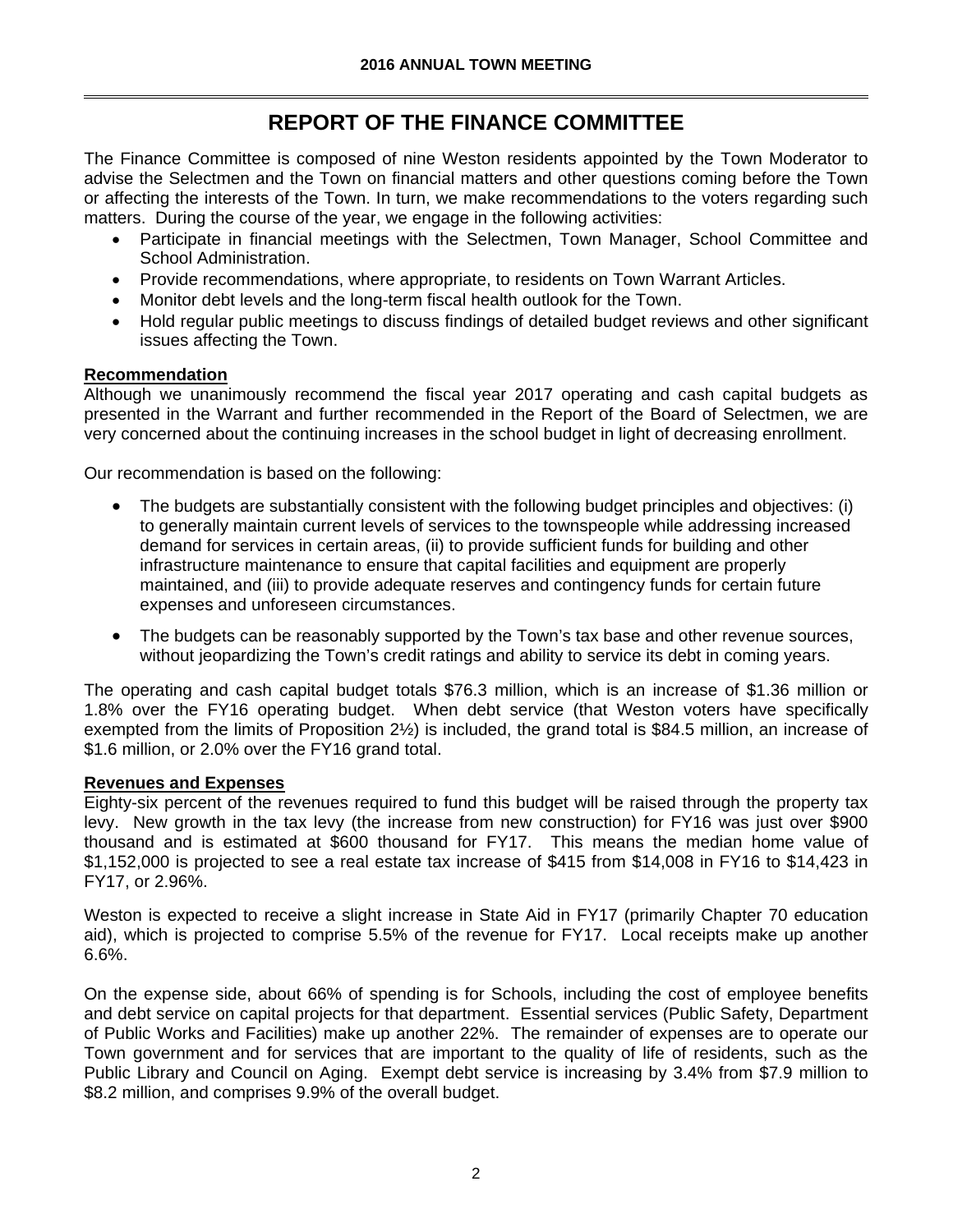# REPORT OF THE FINANCE COMMITTEE

The Finance Committee is composed of nine Weston residents appointed by the Town Moderator to advise the Selectmen and the Town on financial matters and other questions coming before the Town or affecting the interests of the Town. In turn, we make recommendations to the voters regarding such matters. During the course of the year, we engage in the following activities:

- Participate in financial meetings with the Selectmen, Town Manager, School Committee and School Administration.
- Provide recommendations, where appropriate, to residents on Town Warrant Articles.
- Monitor debt levels and the long-term fiscal health outlook for the Town.
- Hold regular public meetings to discuss findings of detailed budget reviews and other significant issues affecting the Town.

**Recommendation**

Although we unanimously recommend the fiscal year 2017 operating and cash capital budgets as presented in the Warrant and further recommended in the Report of the Board of Selectmen, we are very concerned about the continuing increases in the school budget in light of decreasing enrollment.

Our recommendation is based on the following:

- The budgets are substantially consistent with the following budget principles and objectives: (i) to generally maintain current levels of services to the townspeople while addressing increased demand for services in certain areas, (ii) to provide sufficient funds for building and other infrastructure maintenance to ensure that capital facilities and equipment are properly maintained, and (iii) to provide adequate reserves and contingency funds for certain future expenses and unforeseen circumstances.
- The budgets can be reasonably supported by the Town's tax base and other revenue sources, without jeopardizing the Town's credit ratings and ability to service its debt in coming years.

The operating and cash capital budget totals $76.3 million, which is an increase of $1.36 million or 1.8% over the FY16 operating budget. When debt service (that Weston voters have specifically exempted from the limits of Proposition 2½) is included, the grand total is $84.5 million, an increase of $1.6 million, or 2.0% over the FY16 grand total.

**Revenues and Expenses**

Eighty-six percent of the revenues required to fund this budget will be raised through the property tax levy. New growth in the tax levy (the increase from new construction) for FY16 was just over $900 thousand and is estimated at $600 thousand for FY17. This means the median home value of $1,152,000 is projected to see a real estate tax increase of $415 from $14,008 in FY16 to $14,423 in FY17, or 2.96%.

Weston is expected to receive a slight increase in State Aid in FY17 (primarily Chapter 70 education aid), which is projected to comprise 5.5% of the revenue for FY17. Local receipts make up another 6.6%.

On the expense side, about 66% of spending is for Schools, including the cost of employee benefits and debt service on capital projects for that department. Essential services (Public Safety, Department of Public Works and Facilities) make up another 22%. The remainder of expenses are to operate our Town government and for services that are important to the quality of life of residents, such as the Public Library and Council on Aging. Exempt debt service is increasing by 3.4% from $7.9 million to $8.2 million, and comprises 9.9% of the overall budget.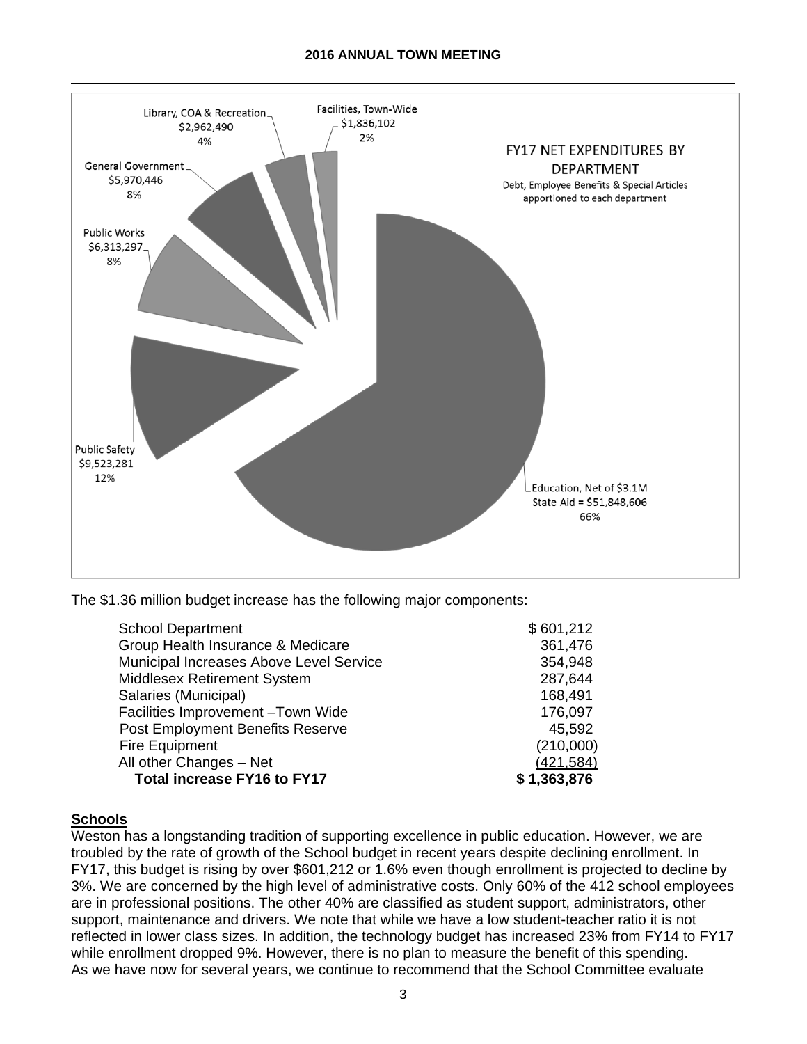FY17 NET EXPENDITURES BY DEPARTMENT

Debt, Employee Benefits & Special Articles apportioned to each department

- Education, Net of $3.1M State Aid = $51,848,606 — 66%
- Public Safety $9,523,281 — 12%
- Public Works $6,313,297 — 8%
- General Government $5,970,446 — 8%
- Library, COA & Recreation $2,962,490 — 4%
- Facilities, Town-Wide $1,836,102 — 2%

The $1.36 million budget increase has the following major components:

| | |
|---|---|
| School Department | $ 601,212 |
| Group Health Insurance & Medicare | 361,476 |
| Municipal Increases Above Level Service | 354,948 |
| Middlesex Retirement System | 287,644 |
| Salaries (Municipal) | 168,491 |
| Facilities Improvement –Town Wide | 176,097 |
| Post Employment Benefits Reserve | 45,592 |
| Fire Equipment | (210,000) |
| All other Changes – Net | (421,584) |
| **Total increase FY16 to FY17** | **$ 1,363,876** |

## Schools

Weston has a longstanding tradition of supporting excellence in public education. However, we are troubled by the rate of growth of the School budget in recent years despite declining enrollment. In FY17, this budget is rising by over $601,212 or 1.6% even though enrollment is projected to decline by 3%. We are concerned by the high level of administrative costs. Only 60% of the 412 school employees are in professional positions. The other 40% are classified as student support, administrators, other support, maintenance and drivers. We note that while we have a low student-teacher ratio it is not reflected in lower class sizes. In addition, the technology budget has increased 23% from FY14 to FY17 while enrollment dropped 9%. However, there is no plan to measure the benefit of this spending. As we have now for several years, we continue to recommend that the School Committee evaluate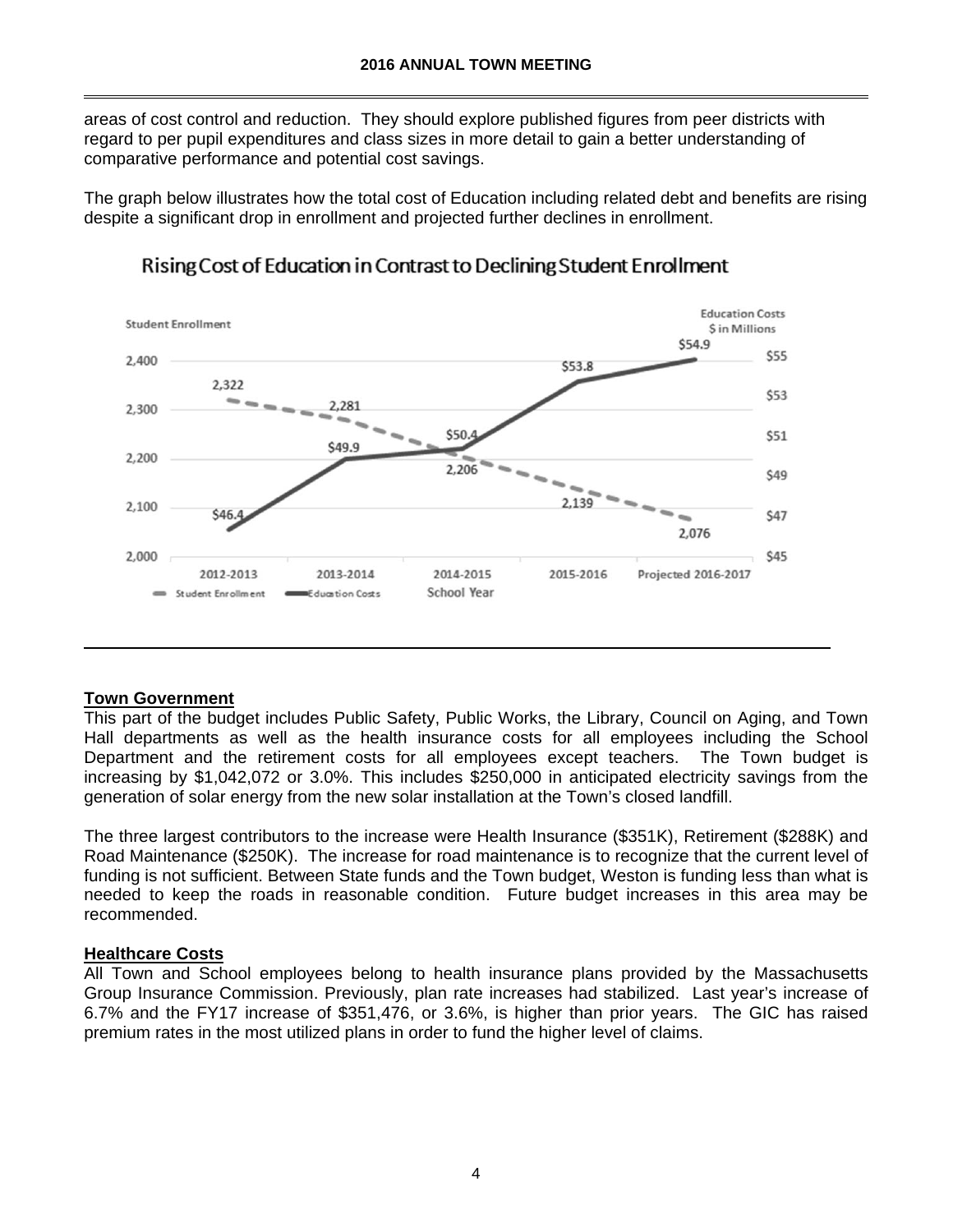areas of cost control and reduction. They should explore published figures from peer districts with regard to per pupil expenditures and class sizes in more detail to gain a better understanding of comparative performance and potential cost savings.

The graph below illustrates how the total cost of Education including related debt and benefits are rising despite a significant drop in enrollment and projected further declines in enrollment.

**Rising Cost of Education in Contrast to Declining Student Enrollment**

| School Year | Student Enrollment | Education Costs ($ in Millions) |
|---|---|---|
| 2012-2013 | 2,322 | $46.4 |
| 2013-2014 | 2,281 | $49.9 |
| 2014-2015 | 2,206 | $50.4 |
| 2015-2016 | 2,139 | $53.8 |
| Projected 2016-2017 | 2,076 | $54.9 |

## Town Government

This part of the budget includes Public Safety, Public Works, the Library, Council on Aging, and Town Hall departments as well as the health insurance costs for all employees including the School Department and the retirement costs for all employees except teachers. The Town budget is increasing by $1,042,072 or 3.0%. This includes $250,000 in anticipated electricity savings from the generation of solar energy from the new solar installation at the Town's closed landfill.

The three largest contributors to the increase were Health Insurance ($351K), Retirement ($288K) and Road Maintenance ($250K). The increase for road maintenance is to recognize that the current level of funding is not sufficient. Between State funds and the Town budget, Weston is funding less than what is needed to keep the roads in reasonable condition. Future budget increases in this area may be recommended.

## Healthcare Costs

All Town and School employees belong to health insurance plans provided by the Massachusetts Group Insurance Commission. Previously, plan rate increases had stabilized. Last year's increase of 6.7% and the FY17 increase of $351,476, or 3.6%, is higher than prior years. The GIC has raised premium rates in the most utilized plans in order to fund the higher level of claims.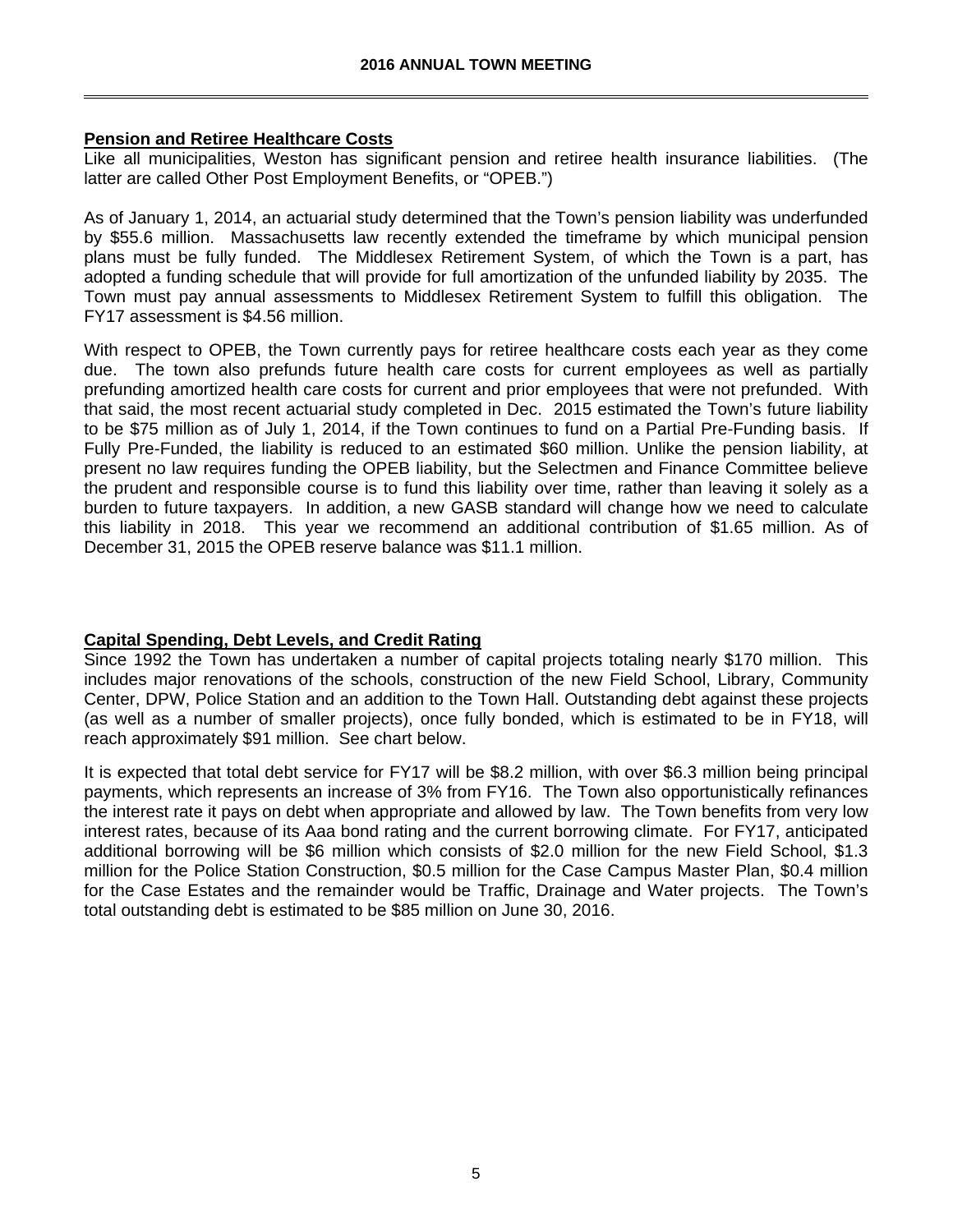## Pension and Retiree Healthcare Costs

Like all municipalities, Weston has significant pension and retiree health insurance liabilities. (The latter are called Other Post Employment Benefits, or "OPEB.")

As of January 1, 2014, an actuarial study determined that the Town's pension liability was underfunded by $55.6 million. Massachusetts law recently extended the timeframe by which municipal pension plans must be fully funded. The Middlesex Retirement System, of which the Town is a part, has adopted a funding schedule that will provide for full amortization of the unfunded liability by 2035. The Town must pay annual assessments to Middlesex Retirement System to fulfill this obligation. The FY17 assessment is $4.56 million.

With respect to OPEB, the Town currently pays for retiree healthcare costs each year as they come due. The town also prefunds future health care costs for current employees as well as partially prefunding amortized health care costs for current and prior employees that were not prefunded. With that said, the most recent actuarial study completed in Dec. 2015 estimated the Town's future liability to be $75 million as of July 1, 2014, if the Town continues to fund on a Partial Pre-Funding basis. If Fully Pre-Funded, the liability is reduced to an estimated $60 million. Unlike the pension liability, at present no law requires funding the OPEB liability, but the Selectmen and Finance Committee believe the prudent and responsible course is to fund this liability over time, rather than leaving it solely as a burden to future taxpayers. In addition, a new GASB standard will change how we need to calculate this liability in 2018. This year we recommend an additional contribution of $1.65 million. As of December 31, 2015 the OPEB reserve balance was $11.1 million.

## Capital Spending, Debt Levels, and Credit Rating

Since 1992 the Town has undertaken a number of capital projects totaling nearly $170 million. This includes major renovations of the schools, construction of the new Field School, Library, Community Center, DPW, Police Station and an addition to the Town Hall. Outstanding debt against these projects (as well as a number of smaller projects), once fully bonded, which is estimated to be in FY18, will reach approximately $91 million. See chart below.

It is expected that total debt service for FY17 will be $8.2 million, with over $6.3 million being principal payments, which represents an increase of 3% from FY16. The Town also opportunistically refinances the interest rate it pays on debt when appropriate and allowed by law. The Town benefits from very low interest rates, because of its Aaa bond rating and the current borrowing climate. For FY17, anticipated additional borrowing will be $6 million which consists of $2.0 million for the new Field School, $1.3 million for the Police Station Construction, $0.5 million for the Case Campus Master Plan, $0.4 million for the Case Estates and the remainder would be Traffic, Drainage and Water projects. The Town's total outstanding debt is estimated to be $85 million on June 30, 2016.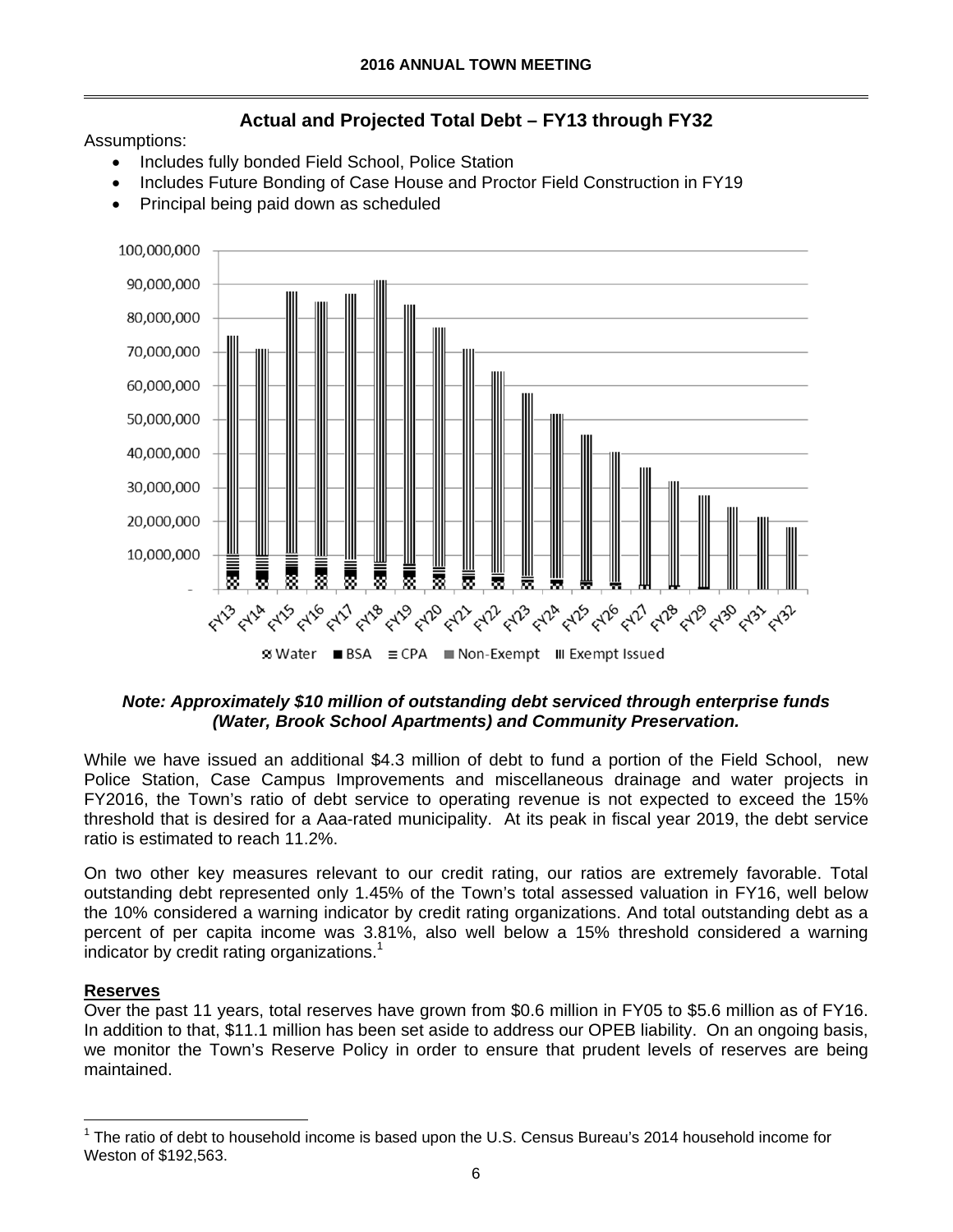## Actual and Projected Total Debt – FY13 through FY32

Assumptions:

- Includes fully bonded Field School, Police Station
- Includes Future Bonding of Case House and Proctor Field Construction in FY19
- Principal being paid down as scheduled

***Note: Approximately $10 million of outstanding debt serviced through enterprise funds (Water, Brook School Apartments) and Community Preservation.***

While we have issued an additional $4.3 million of debt to fund a portion of the Field School, new Police Station, Case Campus Improvements and miscellaneous drainage and water projects in FY2016, the Town's ratio of debt service to operating revenue is not expected to exceed the 15% threshold that is desired for a Aaa-rated municipality. At its peak in fiscal year 2019, the debt service ratio is estimated to reach 11.2%.

On two other key measures relevant to our credit rating, our ratios are extremely favorable. Total outstanding debt represented only 1.45% of the Town's total assessed valuation in FY16, well below the 10% considered a warning indicator by credit rating organizations. And total outstanding debt as a percent of per capita income was 3.81%, also well below a 15% threshold considered a warning indicator by credit rating organizations.[1]

**Reserves**

Over the past 11 years, total reserves have grown from $0.6 million in FY05 to $5.6 million as of FY16. In addition to that, $11.1 million has been set aside to address our OPEB liability. On an ongoing basis, we monitor the Town's Reserve Policy in order to ensure that prudent levels of reserves are being maintained.

[1] The ratio of debt to household income is based upon the U.S. Census Bureau's 2014 household income for Weston of $192,563.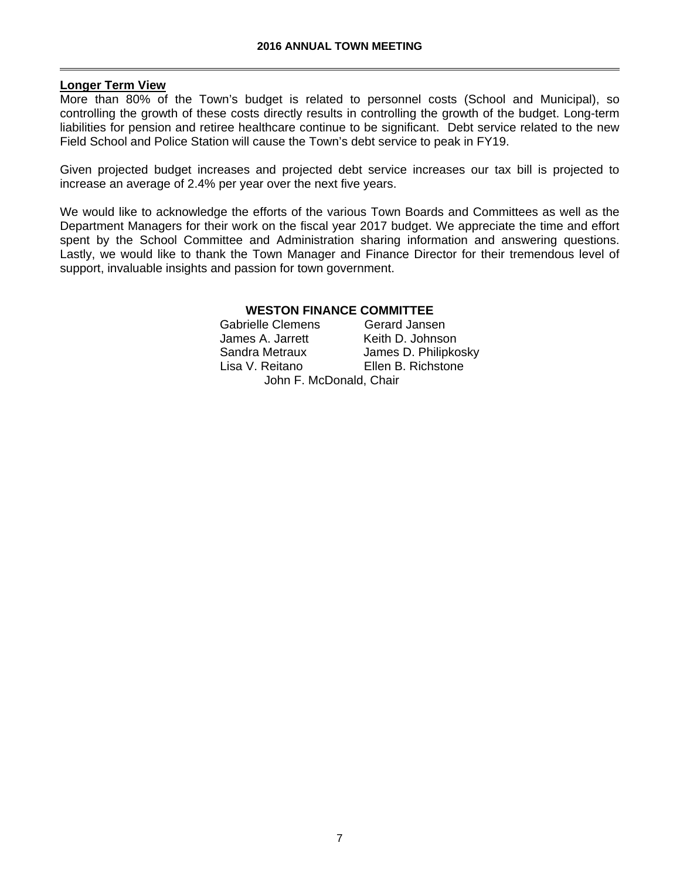**Longer Term View**

More than 80% of the Town's budget is related to personnel costs (School and Municipal), so controlling the growth of these costs directly results in controlling the growth of the budget. Long-term liabilities for pension and retiree healthcare continue to be significant. Debt service related to the new Field School and Police Station will cause the Town's debt service to peak in FY19.

Given projected budget increases and projected debt service increases our tax bill is projected to increase an average of 2.4% per year over the next five years.

We would like to acknowledge the efforts of the various Town Boards and Committees as well as the Department Managers for their work on the fiscal year 2017 budget. We appreciate the time and effort spent by the School Committee and Administration sharing information and answering questions. Lastly, we would like to thank the Town Manager and Finance Director for their tremendous level of support, invaluable insights and passion for town government.

**WESTON FINANCE COMMITTEE**

Gabrielle Clemens
Gerard Jansen
James A. Jarrett
Keith D. Johnson
Sandra Metraux
James D. Philipkosky
Lisa V. Reitano
Ellen B. Richstone
John F. McDonald, Chair